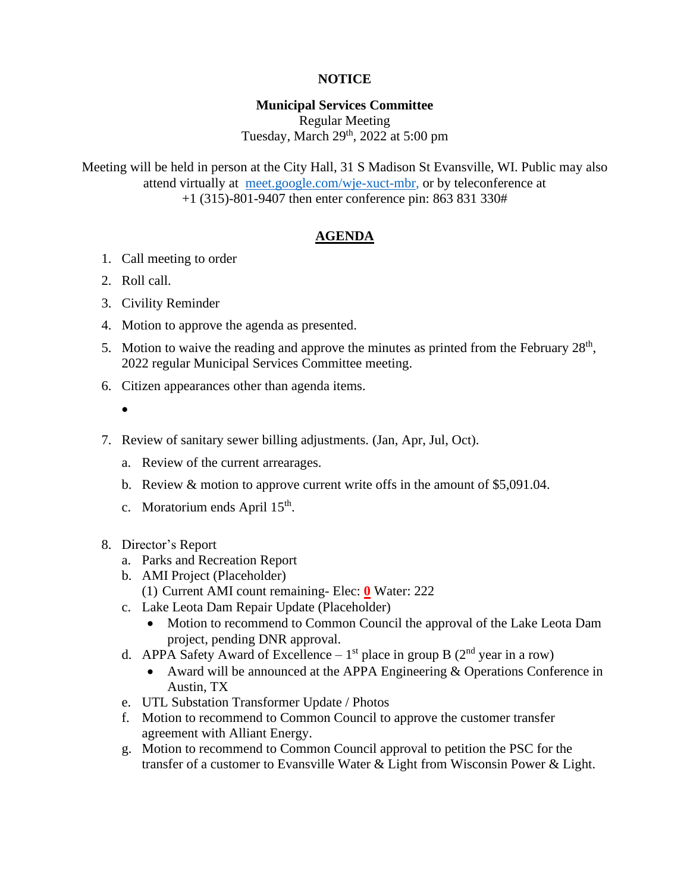**NOTICE**

**Municipal Services Committee**

Regular Meeting

Tuesday, March 29th, 2022 at 5:00 pm

Meeting will be held in person at the City Hall, 31 S Madison St Evansville, WI. Public may also attend virtually at meet.google.com/wje-xuct-mbr, or by teleconference at +1 (315)-801-9407 then enter conference pin: 863 831 330#

## AGENDA

1. Call meeting to order
2. Roll call.
3. Civility Reminder
4. Motion to approve the agenda as presented.
5. Motion to waive the reading and approve the minutes as printed from the February 28th, 2022 regular Municipal Services Committee meeting.
6. Citizen appearances other than agenda items.
   -
7. Review of sanitary sewer billing adjustments. (Jan, Apr, Jul, Oct).
   a. Review of the current arrearages.
   b. Review & motion to approve current write offs in the amount of $5,091.04.
   c. Moratorium ends April 15th.
8. Director's Report
   a. Parks and Recreation Report
   b. AMI Project (Placeholder)
      (1) Current AMI count remaining- Elec: **0** Water: 222
   c. Lake Leota Dam Repair Update (Placeholder)
      - Motion to recommend to Common Council the approval of the Lake Leota Dam project, pending DNR approval.
   d. APPA Safety Award of Excellence – 1st place in group B (2nd year in a row)
      - Award will be announced at the APPA Engineering & Operations Conference in Austin, TX
   e. UTL Substation Transformer Update / Photos
   f. Motion to recommend to Common Council to approve the customer transfer agreement with Alliant Energy.
   g. Motion to recommend to Common Council approval to petition the PSC for the transfer of a customer to Evansville Water & Light from Wisconsin Power & Light.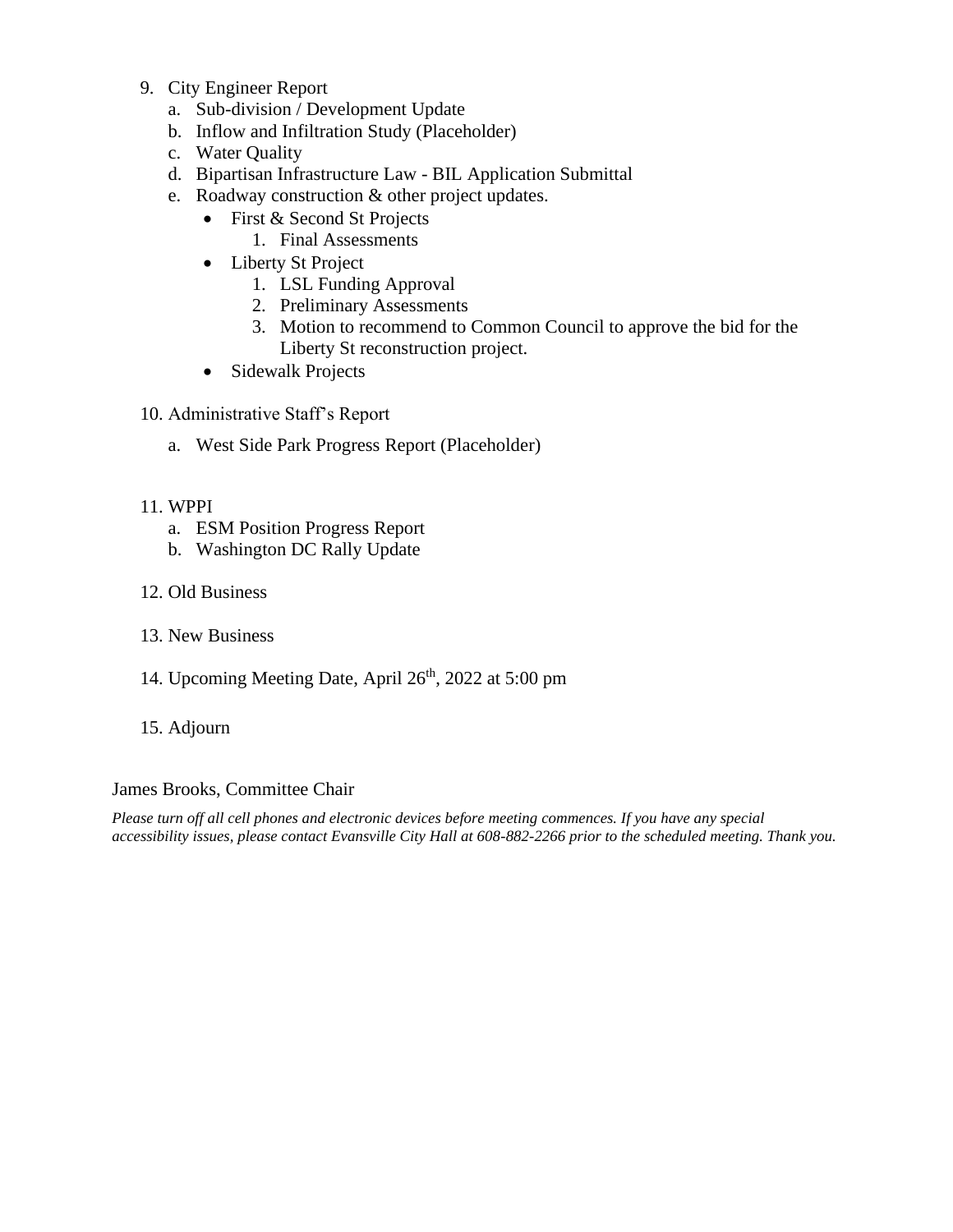9. City Engineer Report
   a. Sub-division / Development Update
   b. Inflow and Infiltration Study (Placeholder)
   c. Water Quality
   d. Bipartisan Infrastructure Law - BIL Application Submittal
   e. Roadway construction & other project updates.
      - First & Second St Projects
        1. Final Assessments
      - Liberty St Project
        1. LSL Funding Approval
        2. Preliminary Assessments
        3. Motion to recommend to Common Council to approve the bid for the Liberty St reconstruction project.
      - Sidewalk Projects

10. Administrative Staff's Report
    a. West Side Park Progress Report (Placeholder)

11. WPPI
    a. ESM Position Progress Report
    b. Washington DC Rally Update

12. Old Business

13. New Business

14. Upcoming Meeting Date, April 26th, 2022 at 5:00 pm

15. Adjourn

James Brooks, Committee Chair

*Please turn off all cell phones and electronic devices before meeting commences. If you have any special accessibility issues, please contact Evansville City Hall at 608-882-2266 prior to the scheduled meeting. Thank you.*